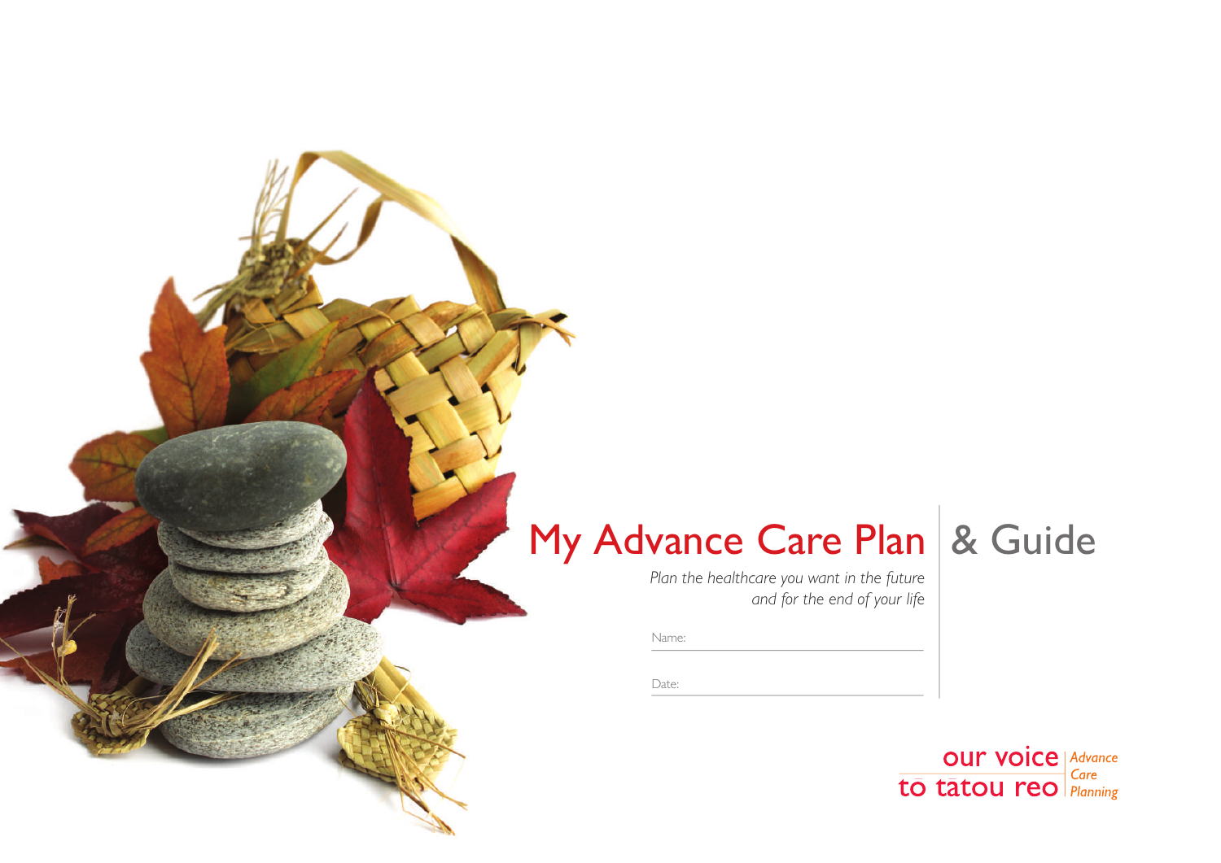# My Advance Care Plan & Guide

*Plan the healthcare you want in the future and for the end of your life*

Name:

Date:

our voice
to tātou reo

*Advance Care Planning*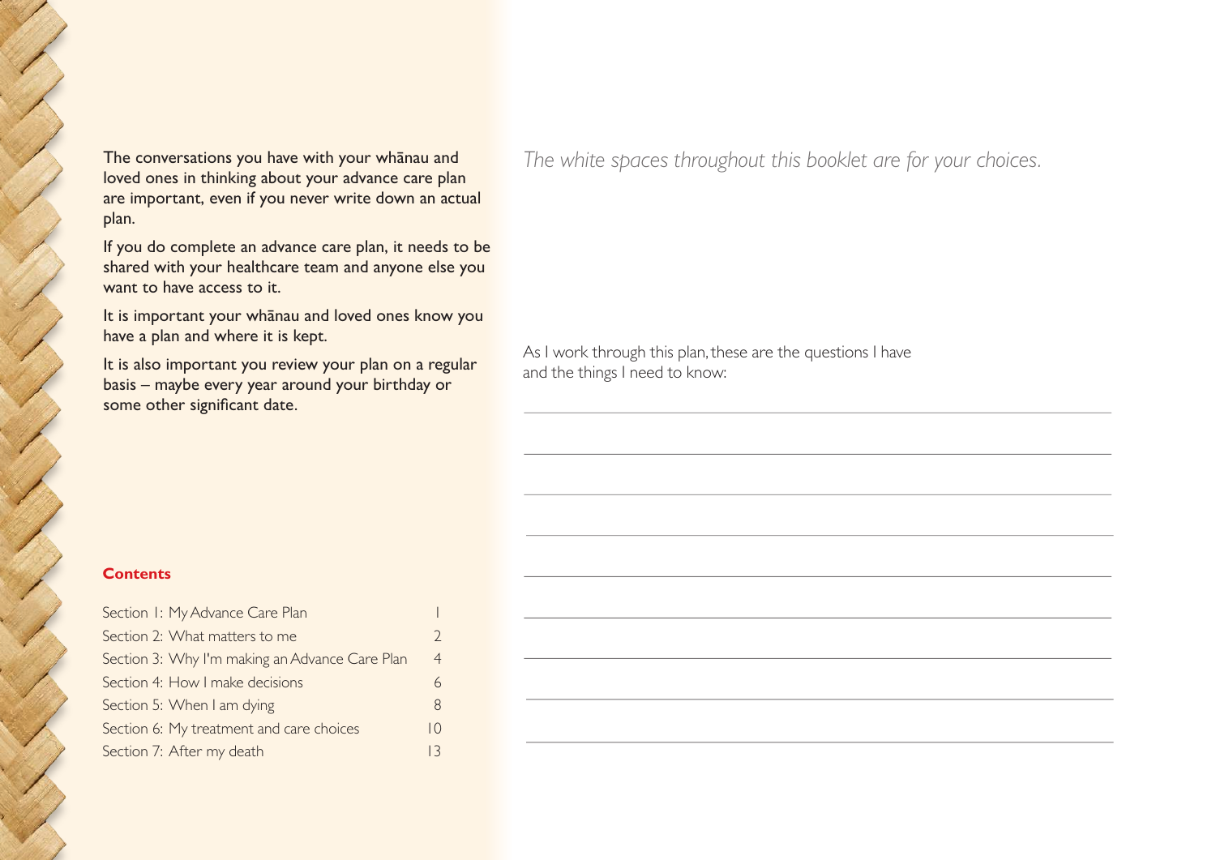The conversations you have with your whānau and loved ones in thinking about your advance care plan are important, even if you never write down an actual plan.

If you do complete an advance care plan, it needs to be shared with your healthcare team and anyone else you want to have access to it.

It is important your whānau and loved ones know you have a plan and where it is kept.

It is also important you review your plan on a regular basis – maybe every year around your birthday or some other significant date.

## Contents

| | |
|---|---|
| Section 1: My Advance Care Plan | 1 |
| Section 2: What matters to me | 2 |
| Section 3: Why I'm making an Advance Care Plan | 4 |
| Section 4: How I make decisions | 6 |
| Section 5: When I am dying | 8 |
| Section 6: My treatment and care choices | 10 |
| Section 7: After my death | 13 |

*The white spaces throughout this booklet are for your choices.*

As I work through this plan, these are the questions I have and the things I need to know:

______________________________________________

______________________________________________

______________________________________________

______________________________________________

______________________________________________

______________________________________________

______________________________________________

______________________________________________

______________________________________________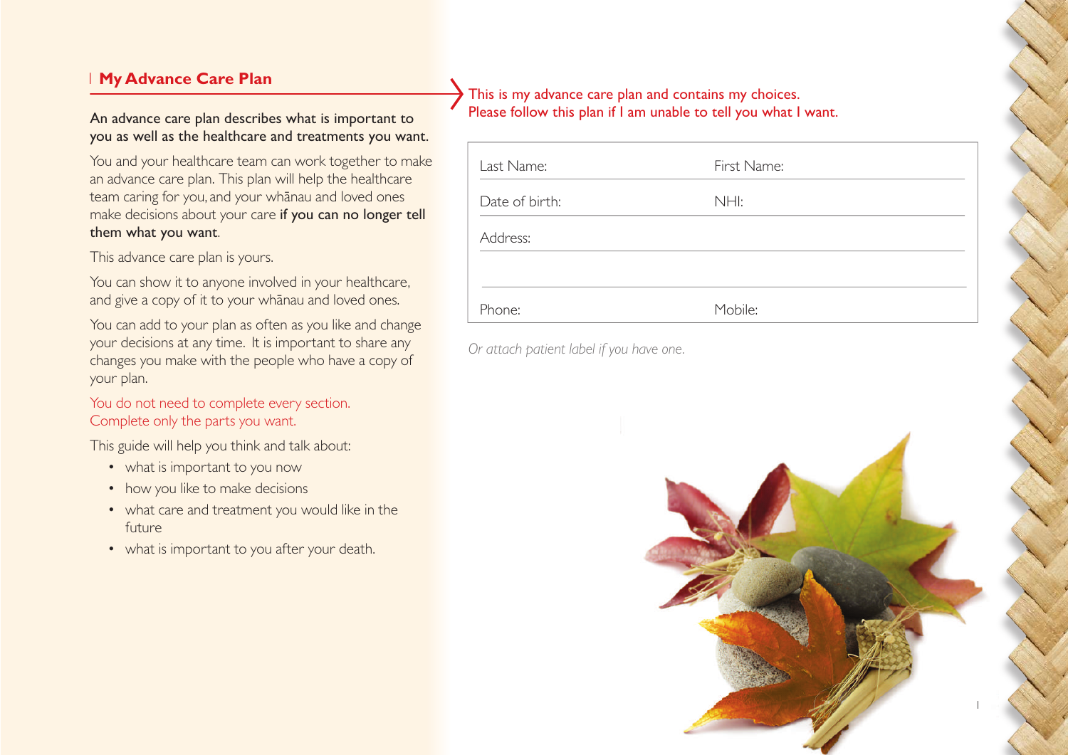## My Advance Care Plan

**An advance care plan describes what is important to you as well as the healthcare and treatments you want.**

You and your healthcare team can work together to make an advance care plan. This plan will help the healthcare team caring for you, and your whānau and loved ones make decisions about your care **if you can no longer tell them what you want**.

This advance care plan is yours.

You can show it to anyone involved in your healthcare, and give a copy of it to your whānau and loved ones.

You can add to your plan as often as you like and change your decisions at any time. It is important to share any changes you make with the people who have a copy of your plan.

You do not need to complete every section.
Complete only the parts you want.

This guide will help you think and talk about:

- what is important to you now
- how you like to make decisions
- what care and treatment you would like in the future
- what is important to you after your death.

This is my advance care plan and contains my choices.
Please follow this plan if I am unable to tell you what I want.

| Last Name: | First Name: |
|---|---|
| Date of birth: | NHI: |
| Address: | |
| | |
| Phone: | Mobile: |

*Or attach patient label if you have one.*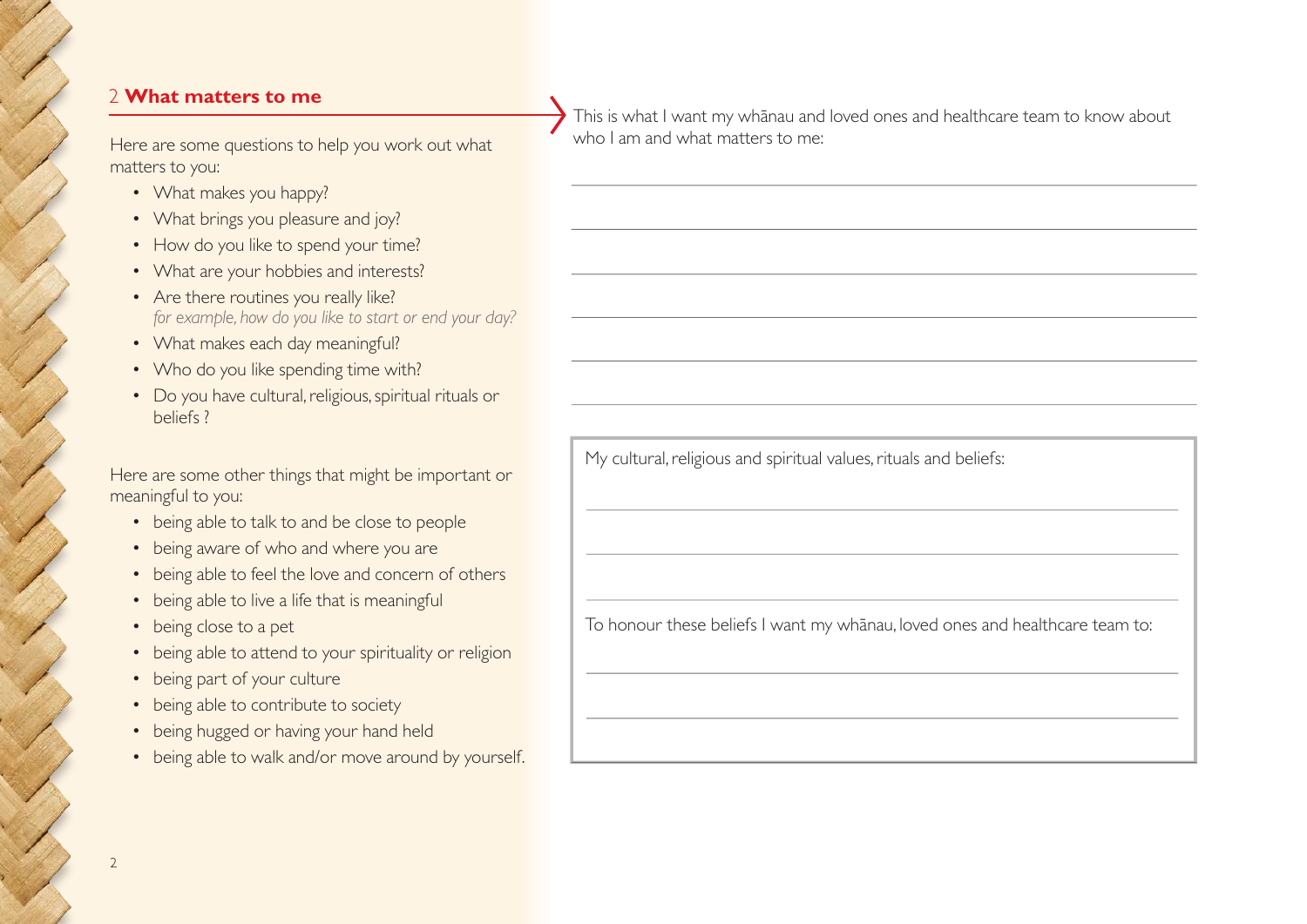## 2 What matters to me

Here are some questions to help you work out what matters to you:

- What makes you happy?
- What brings you pleasure and joy?
- How do you like to spend your time?
- What are your hobbies and interests?
- Are there routines you really like?
  *for example, how do you like to start or end your day?*
- What makes each day meaningful?
- Who do you like spending time with?
- Do you have cultural, religious, spiritual rituals or beliefs ?

Here are some other things that might be important or meaningful to you:

- being able to talk to and be close to people
- being aware of who and where you are
- being able to feel the love and concern of others
- being able to live a life that is meaningful
- being close to a pet
- being able to attend to your spirituality or religion
- being part of your culture
- being able to contribute to society
- being hugged or having your hand held
- being able to walk and/or move around by yourself.

This is what I want my whānau and loved ones and healthcare team to know about who I am and what matters to me:

______________________________________________

______________________________________________

______________________________________________

______________________________________________

______________________________________________

______________________________________________

My cultural, religious and spiritual values, rituals and beliefs:

______________________________________________

______________________________________________

______________________________________________

To honour these beliefs I want my whānau, loved ones and healthcare team to:

______________________________________________

______________________________________________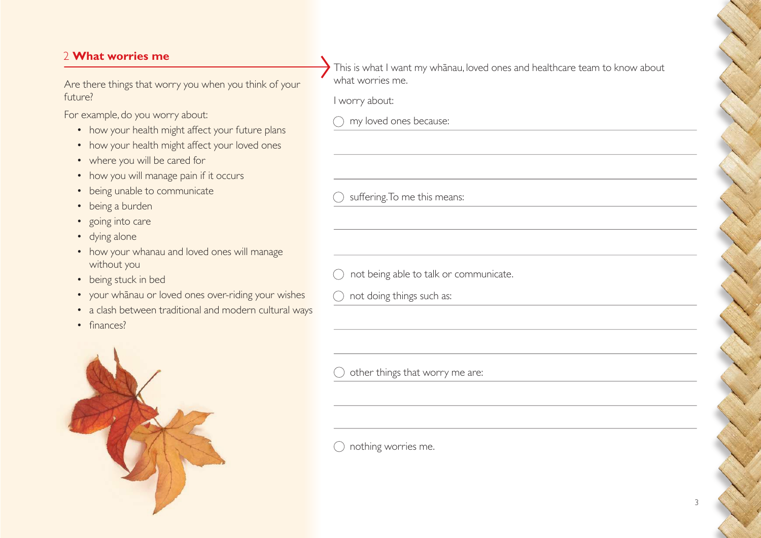## 2 What worries me

Are there things that worry you when you think of your future?

For example, do you worry about:

- how your health might affect your future plans
- how your health might affect your loved ones
- where you will be cared for
- how you will manage pain if it occurs
- being unable to communicate
- being a burden
- going into care
- dying alone
- how your whanau and loved ones will manage without you
- being stuck in bed
- your whānau or loved ones over-riding your wishes
- a clash between traditional and modern cultural ways
- finances?

This is what I want my whānau, loved ones and healthcare team to know about what worries me.

I worry about:

○ my loved ones because: \_\_\_\_\_\_\_\_\_\_\_\_\_\_\_\_\_\_\_\_\_\_\_\_\_\_\_\_\_\_

\_\_\_\_\_\_\_\_\_\_\_\_\_\_\_\_\_\_\_\_\_\_\_\_\_\_\_\_\_\_\_\_\_\_\_\_\_\_\_\_\_\_\_\_

\_\_\_\_\_\_\_\_\_\_\_\_\_\_\_\_\_\_\_\_\_\_\_\_\_\_\_\_\_\_\_\_\_\_\_\_\_\_\_\_\_\_\_\_

○ suffering. To me this means: \_\_\_\_\_\_\_\_\_\_\_\_\_\_\_\_\_\_\_\_\_\_\_\_\_\_

\_\_\_\_\_\_\_\_\_\_\_\_\_\_\_\_\_\_\_\_\_\_\_\_\_\_\_\_\_\_\_\_\_\_\_\_\_\_\_\_\_\_\_\_

\_\_\_\_\_\_\_\_\_\_\_\_\_\_\_\_\_\_\_\_\_\_\_\_\_\_\_\_\_\_\_\_\_\_\_\_\_\_\_\_\_\_\_\_

○ not being able to talk or communicate.

○ not doing things such as: \_\_\_\_\_\_\_\_\_\_\_\_\_\_\_\_\_\_\_\_\_\_\_\_\_\_\_\_\_

\_\_\_\_\_\_\_\_\_\_\_\_\_\_\_\_\_\_\_\_\_\_\_\_\_\_\_\_\_\_\_\_\_\_\_\_\_\_\_\_\_\_\_\_

\_\_\_\_\_\_\_\_\_\_\_\_\_\_\_\_\_\_\_\_\_\_\_\_\_\_\_\_\_\_\_\_\_\_\_\_\_\_\_\_\_\_\_\_

○ other things that worry me are: \_\_\_\_\_\_\_\_\_\_\_\_\_\_\_\_\_\_\_\_\_\_\_\_

\_\_\_\_\_\_\_\_\_\_\_\_\_\_\_\_\_\_\_\_\_\_\_\_\_\_\_\_\_\_\_\_\_\_\_\_\_\_\_\_\_\_\_\_

\_\_\_\_\_\_\_\_\_\_\_\_\_\_\_\_\_\_\_\_\_\_\_\_\_\_\_\_\_\_\_\_\_\_\_\_\_\_\_\_\_\_\_\_

○ nothing worries me.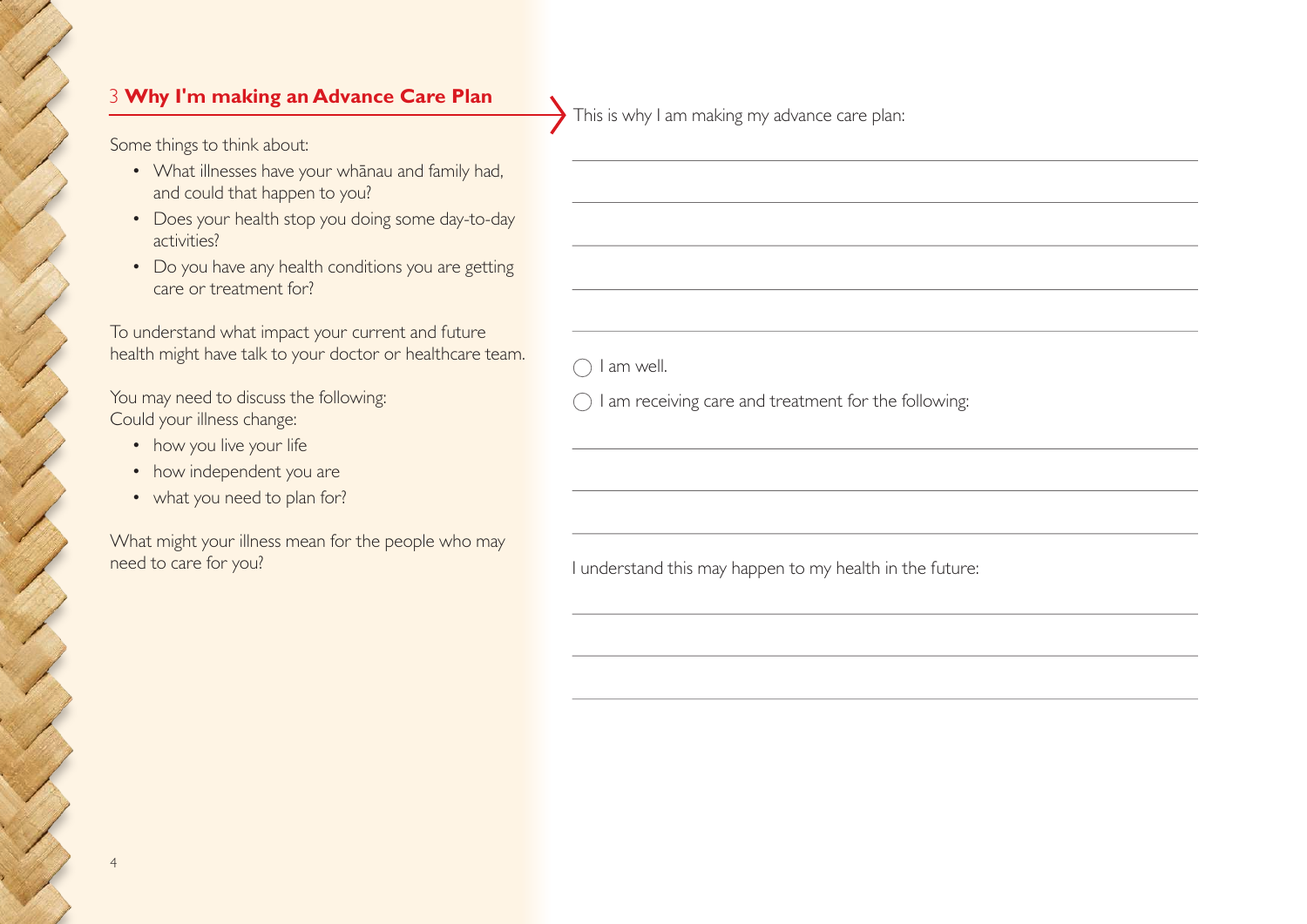## 3 Why I'm making an Advance Care Plan

Some things to think about:

- What illnesses have your whānau and family had, and could that happen to you?
- Does your health stop you doing some day-to-day activities?
- Do you have any health conditions you are getting care or treatment for?

To understand what impact your current and future health might have talk to your doctor or healthcare team.

You may need to discuss the following:
Could your illness change:

- how you live your life
- how independent you are
- what you need to plan for?

What might your illness mean for the people who may need to care for you?

This is why I am making my advance care plan:

\_\_\_\_\_\_\_\_\_\_\_\_\_\_\_\_\_\_\_\_\_\_\_\_\_\_\_\_\_\_\_\_\_\_\_\_\_\_\_\_

\_\_\_\_\_\_\_\_\_\_\_\_\_\_\_\_\_\_\_\_\_\_\_\_\_\_\_\_\_\_\_\_\_\_\_\_\_\_\_\_

\_\_\_\_\_\_\_\_\_\_\_\_\_\_\_\_\_\_\_\_\_\_\_\_\_\_\_\_\_\_\_\_\_\_\_\_\_\_\_\_

\_\_\_\_\_\_\_\_\_\_\_\_\_\_\_\_\_\_\_\_\_\_\_\_\_\_\_\_\_\_\_\_\_\_\_\_\_\_\_\_

\_\_\_\_\_\_\_\_\_\_\_\_\_\_\_\_\_\_\_\_\_\_\_\_\_\_\_\_\_\_\_\_\_\_\_\_\_\_\_\_

- ◯ I am well.
- ◯ I am receiving care and treatment for the following:

\_\_\_\_\_\_\_\_\_\_\_\_\_\_\_\_\_\_\_\_\_\_\_\_\_\_\_\_\_\_\_\_\_\_\_\_\_\_\_\_

\_\_\_\_\_\_\_\_\_\_\_\_\_\_\_\_\_\_\_\_\_\_\_\_\_\_\_\_\_\_\_\_\_\_\_\_\_\_\_\_

\_\_\_\_\_\_\_\_\_\_\_\_\_\_\_\_\_\_\_\_\_\_\_\_\_\_\_\_\_\_\_\_\_\_\_\_\_\_\_\_

I understand this may happen to my health in the future:

\_\_\_\_\_\_\_\_\_\_\_\_\_\_\_\_\_\_\_\_\_\_\_\_\_\_\_\_\_\_\_\_\_\_\_\_\_\_\_\_

\_\_\_\_\_\_\_\_\_\_\_\_\_\_\_\_\_\_\_\_\_\_\_\_\_\_\_\_\_\_\_\_\_\_\_\_\_\_\_\_

\_\_\_\_\_\_\_\_\_\_\_\_\_\_\_\_\_\_\_\_\_\_\_\_\_\_\_\_\_\_\_\_\_\_\_\_\_\_\_\_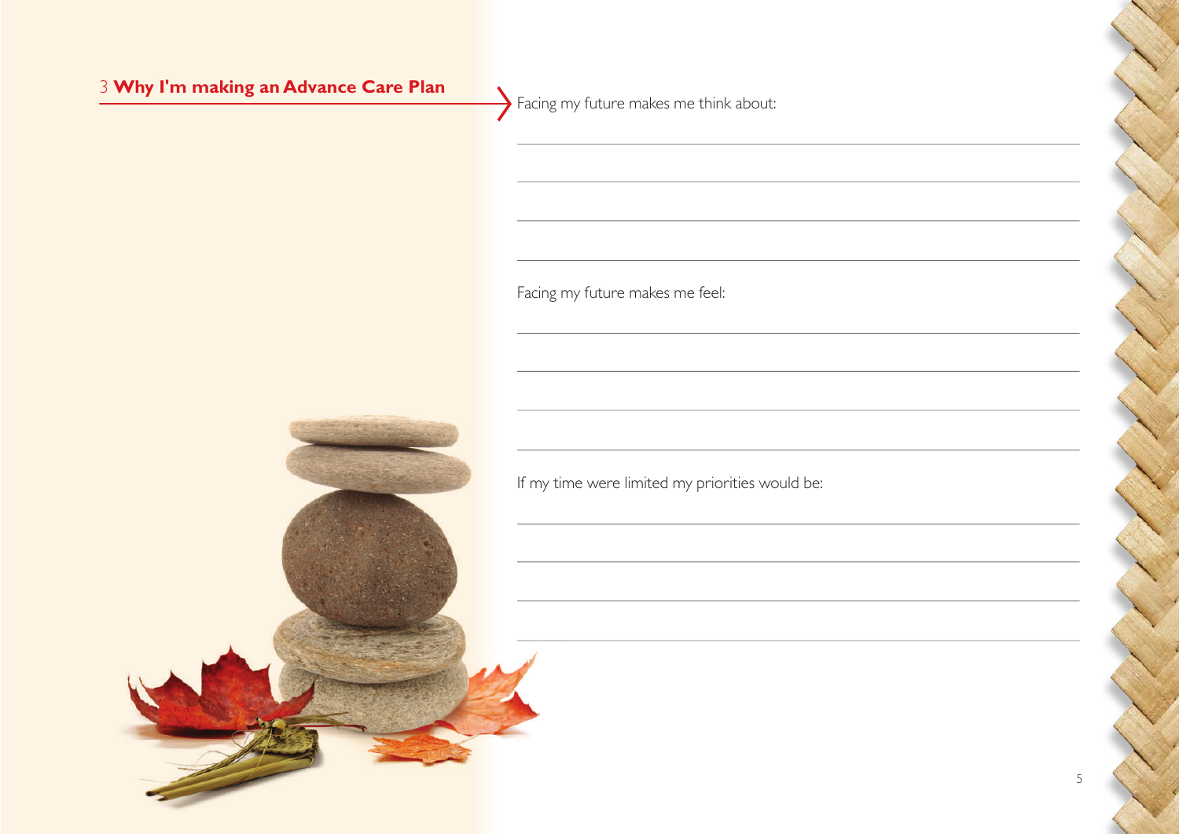## 3 **Why I'm making an Advance Care Plan**

Facing my future makes me think about:

Facing my future makes me feel:

If my time were limited my priorities would be: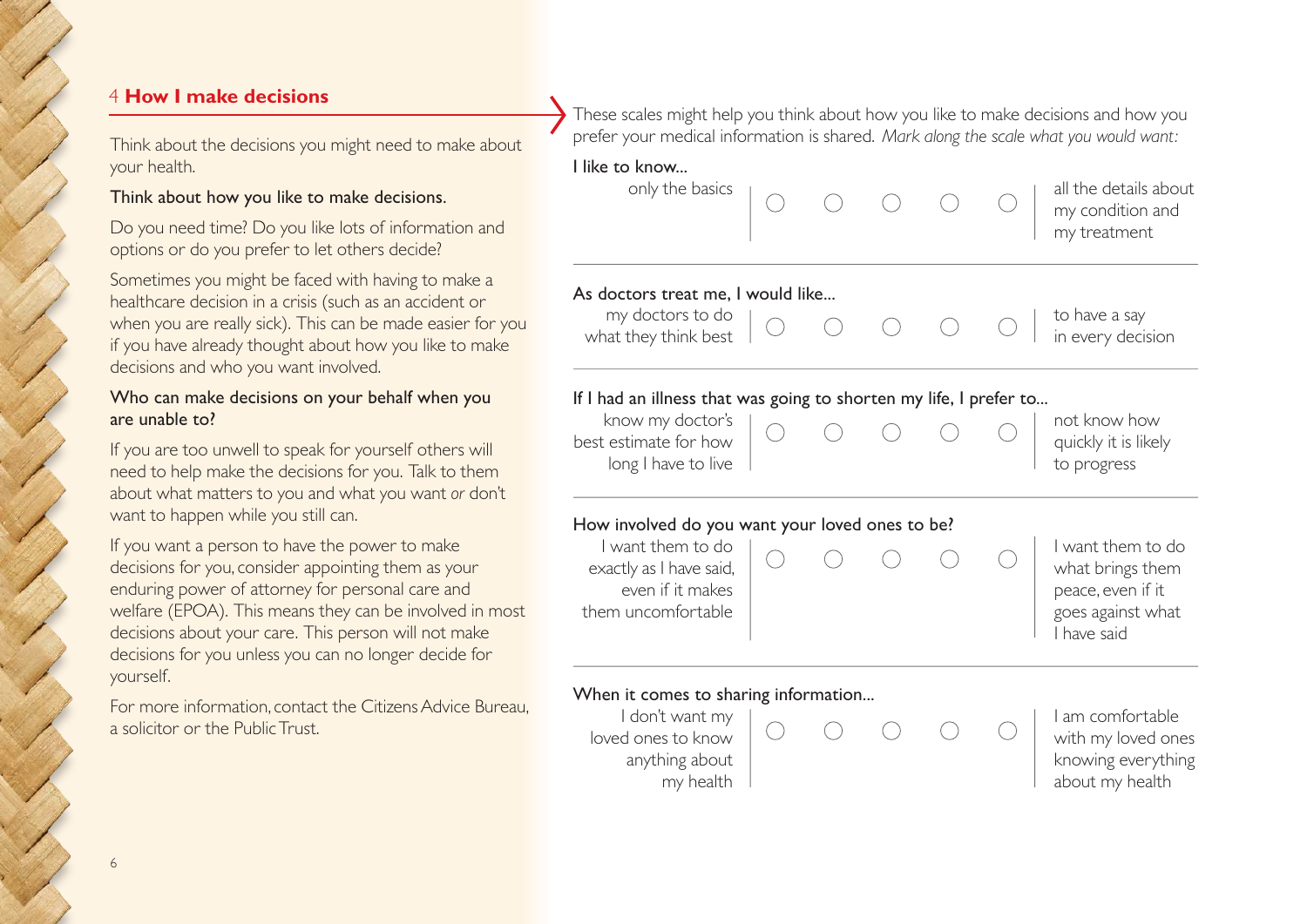## 4 How I make decisions

Think about the decisions you might need to make about your health.

Think about how you like to make decisions.

Do you need time? Do you like lots of information and options or do you prefer to let others decide?

Sometimes you might be faced with having to make a healthcare decision in a crisis (such as an accident or when you are really sick). This can be made easier for you if you have already thought about how you like to make decisions and who you want involved.

Who can make decisions on your behalf when you are unable to?

If you are too unwell to speak for yourself others will need to help make the decisions for you. Talk to them about what matters to you and what you want *or* don't want to happen while you still can.

If you want a person to have the power to make decisions for you, consider appointing them as your enduring power of attorney for personal care and welfare (EPOA). This means they can be involved in most decisions about your care. This person will not make decisions for you unless you can no longer decide for yourself.

For more information, contact the Citizens Advice Bureau, a solicitor or the Public Trust.

These scales might help you think about how you like to make decisions and how you prefer your medical information is shared. *Mark along the scale what you would want:*

I like to know...

| | | | | | | |
|---|---|---|---|---|---|---|
| only the basics | ◯ | ◯ | ◯ | ◯ | ◯ | all the details about my condition and my treatment |

As doctors treat me, I would like...

| | | | | | | |
|---|---|---|---|---|---|---|
| my doctors to do what they think best | ◯ | ◯ | ◯ | ◯ | ◯ | to have a say in every decision |

If I had an illness that was going to shorten my life, I prefer to...

| | | | | | | |
|---|---|---|---|---|---|---|
| know my doctor's best estimate for how long I have to live | ◯ | ◯ | ◯ | ◯ | ◯ | not know how quickly it is likely to progress |

How involved do you want your loved ones to be?

| | | | | | | |
|---|---|---|---|---|---|---|
| I want them to do exactly as I have said, even if it makes them uncomfortable | ◯ | ◯ | ◯ | ◯ | ◯ | I want them to do what brings them peace, even if it goes against what I have said |

When it comes to sharing information...

| | | | | | | |
|---|---|---|---|---|---|---|
| I don't want my loved ones to know anything about my health | ◯ | ◯ | ◯ | ◯ | ◯ | I am comfortable with my loved ones knowing everything about my health |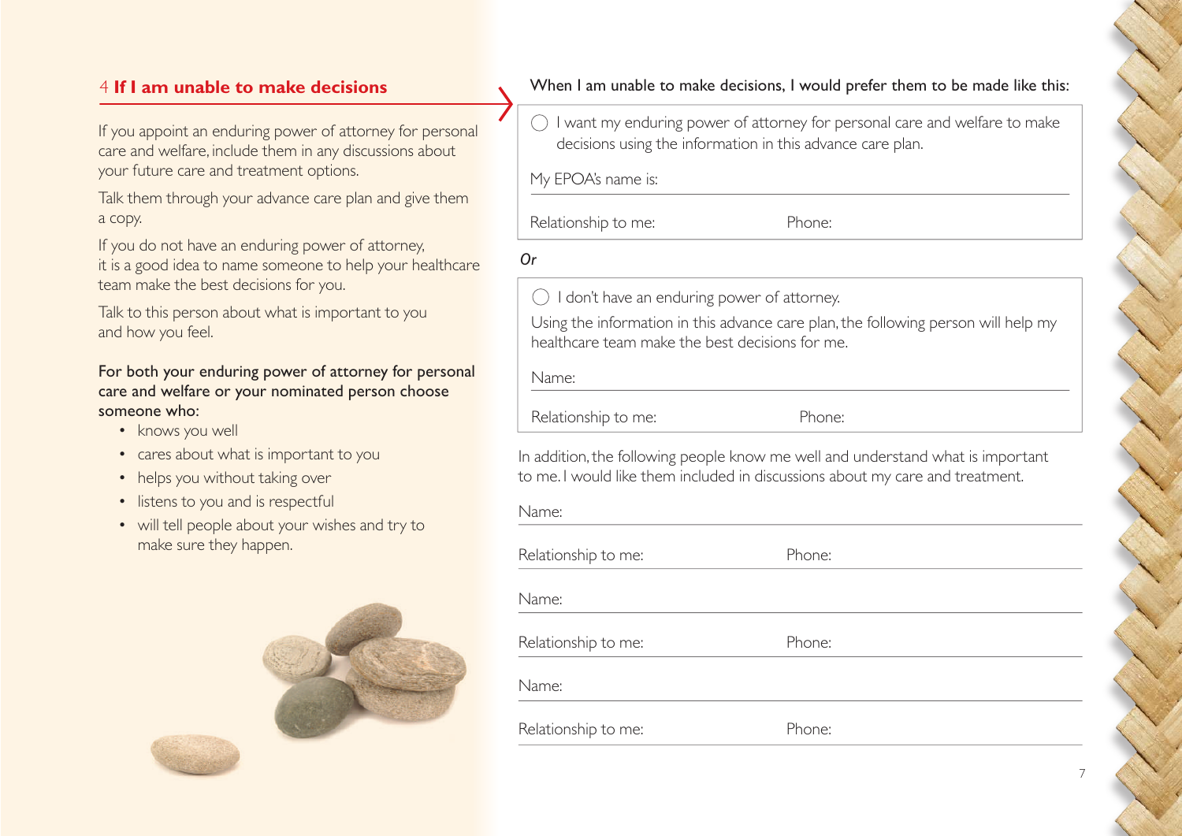## 4 If I am unable to make decisions

If you appoint an enduring power of attorney for personal care and welfare, include them in any discussions about your future care and treatment options.

Talk them through your advance care plan and give them a copy.

If you do not have an enduring power of attorney, it is a good idea to name someone to help your healthcare team make the best decisions for you.

Talk to this person about what is important to you and how you feel.

**For both your enduring power of attorney for personal care and welfare or your nominated person choose someone who:**

- knows you well
- cares about what is important to you
- helps you without taking over
- listens to you and is respectful
- will tell people about your wishes and try to make sure they happen.

When I am unable to make decisions, I would prefer them to be made like this:

◯ I want my enduring power of attorney for personal care and welfare to make decisions using the information in this advance care plan.

My EPOA's name is:

Relationship to me: Phone:

*Or*

◯ I don't have an enduring power of attorney.

Using the information in this advance care plan, the following person will help my healthcare team make the best decisions for me.

Name:

Relationship to me: Phone:

In addition, the following people know me well and understand what is important to me. I would like them included in discussions about my care and treatment.

Name:

Relationship to me: Phone:

Name:

Relationship to me: Phone:

Name:

Relationship to me: Phone: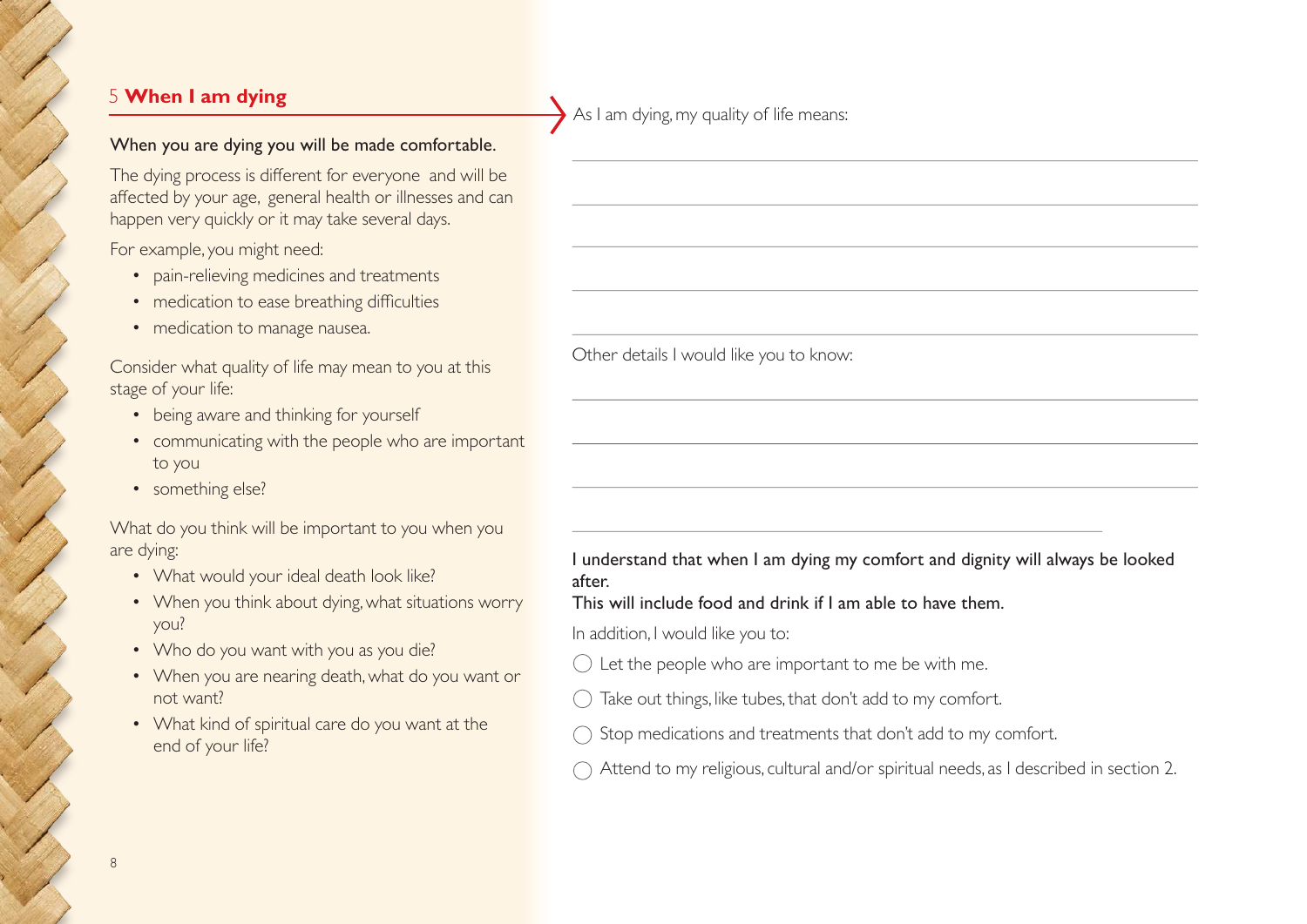## 5 When I am dying

**When you are dying you will be made comfortable.**

The dying process is different for everyone and will be affected by your age, general health or illnesses and can happen very quickly or it may take several days.

For example, you might need:

- pain-relieving medicines and treatments
- medication to ease breathing difficulties
- medication to manage nausea.

Consider what quality of life may mean to you at this stage of your life:

- being aware and thinking for yourself
- communicating with the people who are important to you
- something else?

What do you think will be important to you when you are dying:

- What would your ideal death look like?
- When you think about dying, what situations worry you?
- Who do you want with you as you die?
- When you are nearing death, what do you want or not want?
- What kind of spiritual care do you want at the end of your life?

As I am dying, my quality of life means:

______________________________________________

______________________________________________

______________________________________________

______________________________________________

______________________________________________

Other details I would like you to know:

______________________________________________

______________________________________________

______________________________________________

______________________________________________

**I understand that when I am dying my comfort and dignity will always be looked after.**
**This will include food and drink if I am able to have them.**

In addition, I would like you to:

- ◯ Let the people who are important to me be with me.
- ◯ Take out things, like tubes, that don't add to my comfort.
- ◯ Stop medications and treatments that don't add to my comfort.
- ◯ Attend to my religious, cultural and/or spiritual needs, as I described in section 2.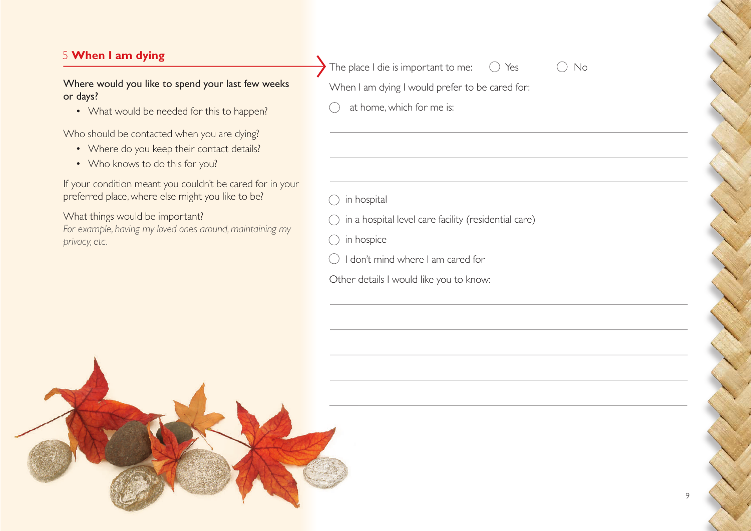## 5 When I am dying

Where would you like to spend your last few weeks or days?

- What would be needed for this to happen?

Who should be contacted when you are dying?

- Where do you keep their contact details?
- Who knows to do this for you?

If your condition meant you couldn't be cared for in your preferred place, where else might you like to be?

What things would be important?
*For example, having my loved ones around, maintaining my privacy, etc.*

The place I die is important to me: ◯ Yes ◯ No

When I am dying I would prefer to be cared for:

◯ at home, which for me is:

\_\_\_\_\_\_\_\_\_\_\_\_\_\_\_\_\_\_\_\_\_\_\_\_\_\_\_\_\_\_\_\_\_\_\_\_\_\_\_\_

\_\_\_\_\_\_\_\_\_\_\_\_\_\_\_\_\_\_\_\_\_\_\_\_\_\_\_\_\_\_\_\_\_\_\_\_\_\_\_\_

\_\_\_\_\_\_\_\_\_\_\_\_\_\_\_\_\_\_\_\_\_\_\_\_\_\_\_\_\_\_\_\_\_\_\_\_\_\_\_\_

◯ in hospital

◯ in a hospital level care facility (residential care)

◯ in hospice

◯ I don't mind where I am cared for

Other details I would like you to know:

\_\_\_\_\_\_\_\_\_\_\_\_\_\_\_\_\_\_\_\_\_\_\_\_\_\_\_\_\_\_\_\_\_\_\_\_\_\_\_\_

\_\_\_\_\_\_\_\_\_\_\_\_\_\_\_\_\_\_\_\_\_\_\_\_\_\_\_\_\_\_\_\_\_\_\_\_\_\_\_\_

\_\_\_\_\_\_\_\_\_\_\_\_\_\_\_\_\_\_\_\_\_\_\_\_\_\_\_\_\_\_\_\_\_\_\_\_\_\_\_\_

\_\_\_\_\_\_\_\_\_\_\_\_\_\_\_\_\_\_\_\_\_\_\_\_\_\_\_\_\_\_\_\_\_\_\_\_\_\_\_\_

\_\_\_\_\_\_\_\_\_\_\_\_\_\_\_\_\_\_\_\_\_\_\_\_\_\_\_\_\_\_\_\_\_\_\_\_\_\_\_\_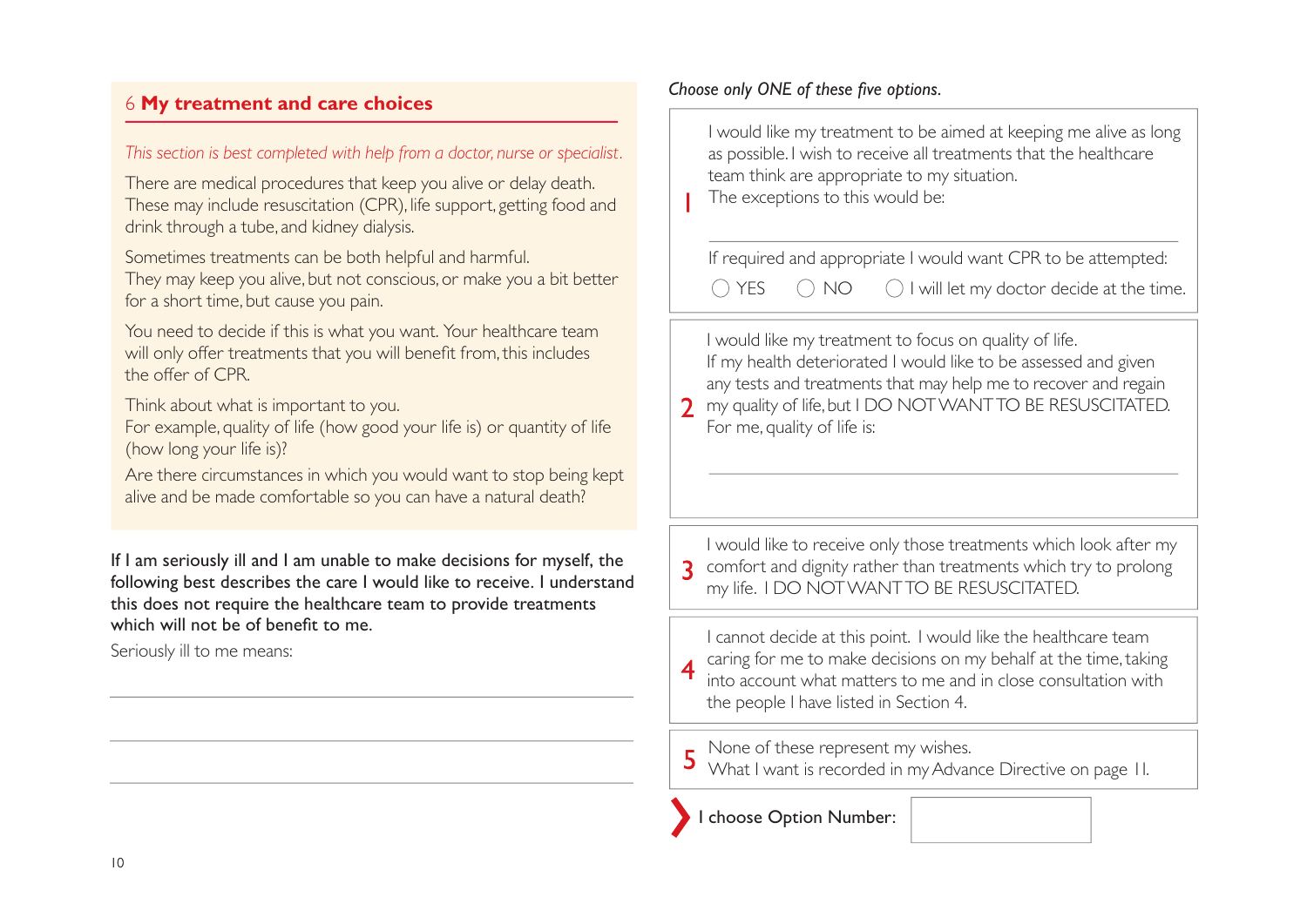## 6 My treatment and care choices

*This section is best completed with help from a doctor, nurse or specialist.*

There are medical procedures that keep you alive or delay death. These may include resuscitation (CPR), life support, getting food and drink through a tube, and kidney dialysis.

Sometimes treatments can be both helpful and harmful. They may keep you alive, but not conscious, or make you a bit better for a short time, but cause you pain.

You need to decide if this is what you want. Your healthcare team will only offer treatments that you will benefit from, this includes the offer of CPR.

Think about what is important to you. For example, quality of life (how good your life is) or quantity of life (how long your life is)?

Are there circumstances in which you would want to stop being kept alive and be made comfortable so you can have a natural death?

If I am seriously ill and I am unable to make decisions for myself, the following best describes the care I would like to receive. I understand this does not require the healthcare team to provide treatments which will not be of benefit to me.

Seriously ill to me means:

\_\_\_\_\_\_\_\_\_\_\_\_\_\_\_\_\_\_\_\_\_\_\_\_\_\_\_\_\_\_\_\_\_\_\_\_\_\_\_\_

\_\_\_\_\_\_\_\_\_\_\_\_\_\_\_\_\_\_\_\_\_\_\_\_\_\_\_\_\_\_\_\_\_\_\_\_\_\_\_\_

\_\_\_\_\_\_\_\_\_\_\_\_\_\_\_\_\_\_\_\_\_\_\_\_\_\_\_\_\_\_\_\_\_\_\_\_\_\_\_\_

*Choose only ONE of these five options.*

**1** I would like my treatment to be aimed at keeping me alive as long as possible. I wish to receive all treatments that the healthcare team think are appropriate to my situation. The exceptions to this would be:

\_\_\_\_\_\_\_\_\_\_\_\_\_\_\_\_\_\_\_\_\_\_\_\_\_\_\_\_\_\_\_\_\_\_\_\_\_\_\_\_

If required and appropriate I would want CPR to be attempted:

◯ YES ◯ NO ◯ I will let my doctor decide at the time.

**2** I would like my treatment to focus on quality of life. If my health deteriorated I would like to be assessed and given any tests and treatments that may help me to recover and regain my quality of life, but I DO NOT WANT TO BE RESUSCITATED. For me, quality of life is:

\_\_\_\_\_\_\_\_\_\_\_\_\_\_\_\_\_\_\_\_\_\_\_\_\_\_\_\_\_\_\_\_\_\_\_\_\_\_\_\_

**3** I would like to receive only those treatments which look after my comfort and dignity rather than treatments which try to prolong my life. I DO NOT WANT TO BE RESUSCITATED.

**4** I cannot decide at this point. I would like the healthcare team caring for me to make decisions on my behalf at the time, taking into account what matters to me and in close consultation with the people I have listed in Section 4.

**5** None of these represent my wishes. What I want is recorded in my Advance Directive on page 11.

I choose Option Number: \_\_\_\_\_\_\_\_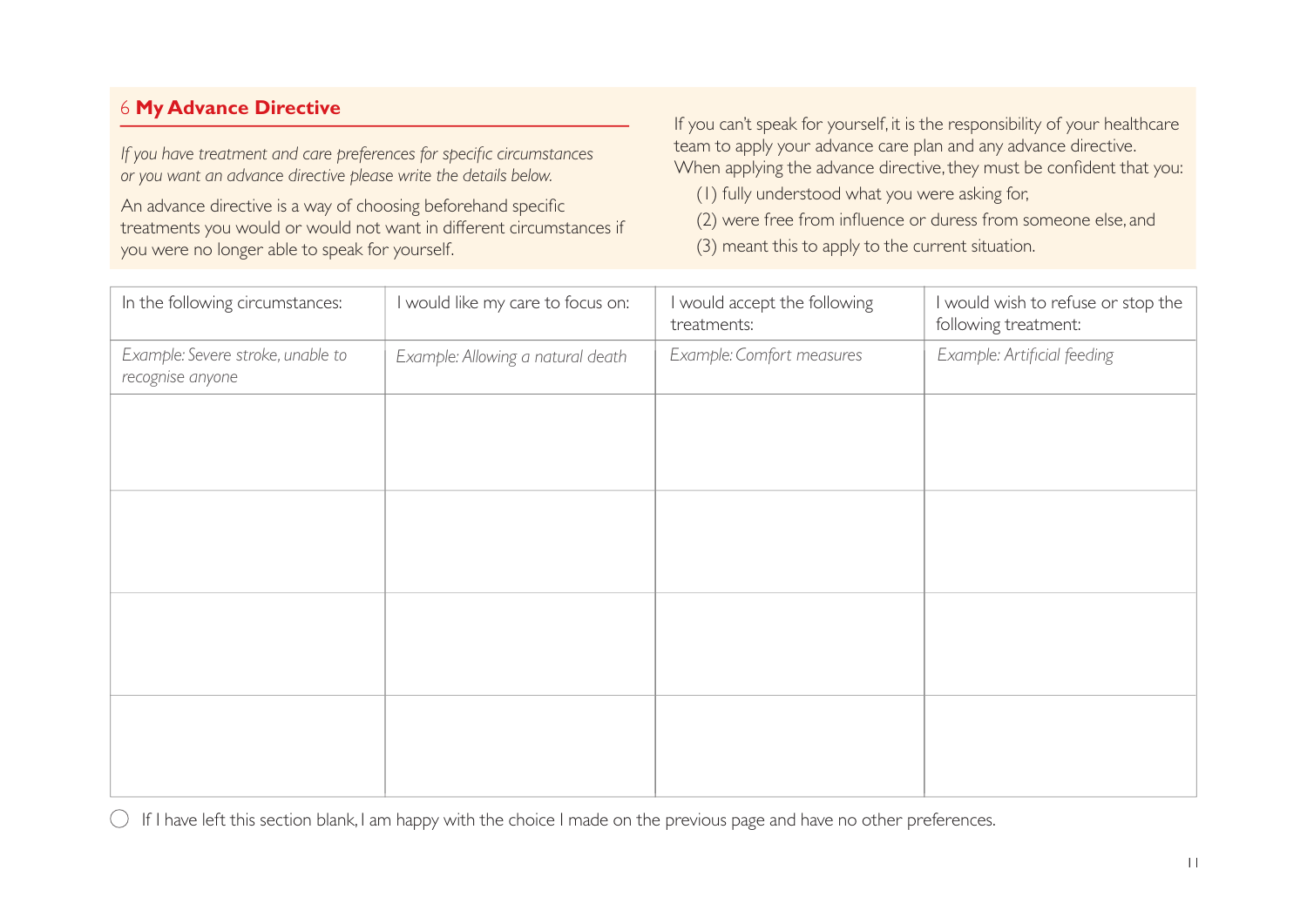## 6 **My Advance Directive**

*If you have treatment and care preferences for specific circumstances or you want an advance directive please write the details below.*

An advance directive is a way of choosing beforehand specific treatments you would or would not want in different circumstances if you were no longer able to speak for yourself.

If you can't speak for yourself, it is the responsibility of your healthcare team to apply your advance care plan and any advance directive. When applying the advance directive, they must be confident that you:

(1) fully understood what you were asking for,

(2) were free from influence or duress from someone else, and

(3) meant this to apply to the current situation.

| In the following circumstances: | I would like my care to focus on: | I would accept the following treatments: | I would wish to refuse or stop the following treatment: |
|---|---|---|---|
| *Example: Severe stroke, unable to recognise anyone* | *Example: Allowing a natural death* | *Example: Comfort measures* | *Example: Artificial feeding* |
| | | | |
| | | | |
| | | | |
| | | | |

◯ If I have left this section blank, I am happy with the choice I made on the previous page and have no other preferences.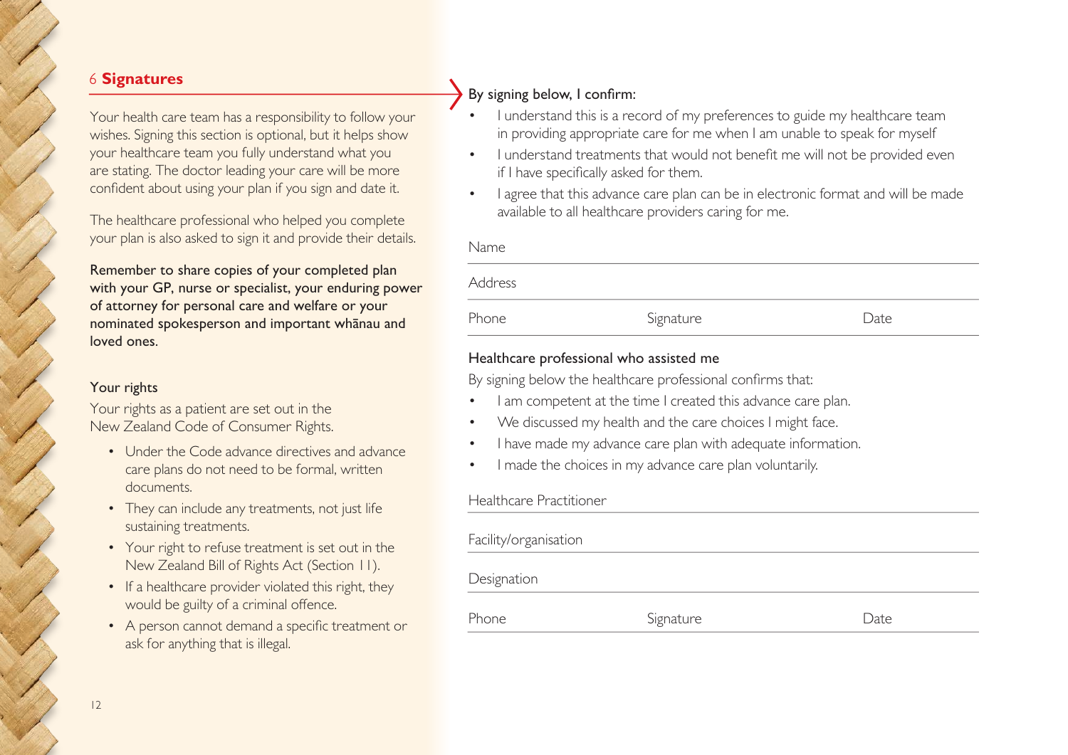## 6 **Signatures**

Your health care team has a responsibility to follow your wishes. Signing this section is optional, but it helps show your healthcare team you fully understand what you are stating. The doctor leading your care will be more confident about using your plan if you sign and date it.

The healthcare professional who helped you complete your plan is also asked to sign it and provide their details.

Remember to share copies of your completed plan with your GP, nurse or specialist, your enduring power of attorney for personal care and welfare or your nominated spokesperson and important whānau and loved ones.

### Your rights

Your rights as a patient are set out in the New Zealand Code of Consumer Rights.

- Under the Code advance directives and advance care plans do not need to be formal, written documents.
- They can include any treatments, not just life sustaining treatments.
- Your right to refuse treatment is set out in the New Zealand Bill of Rights Act (Section 11).
- If a healthcare provider violated this right, they would be guilty of a criminal offence.
- A person cannot demand a specific treatment or ask for anything that is illegal.

By signing below, I confirm:

- I understand this is a record of my preferences to guide my healthcare team in providing appropriate care for me when I am unable to speak for myself
- I understand treatments that would not benefit me will not be provided even if I have specifically asked for them.
- I agree that this advance care plan can be in electronic format and will be made available to all healthcare providers caring for me.

Name

Address

Phone　　　　Signature　　　　Date

### Healthcare professional who assisted me

By signing below the healthcare professional confirms that:

- I am competent at the time I created this advance care plan.
- We discussed my health and the care choices I might face.
- I have made my advance care plan with adequate information.
- I made the choices in my advance care plan voluntarily.

Healthcare Practitioner

Facility/organisation

Designation

Phone　　　　Signature　　　　Date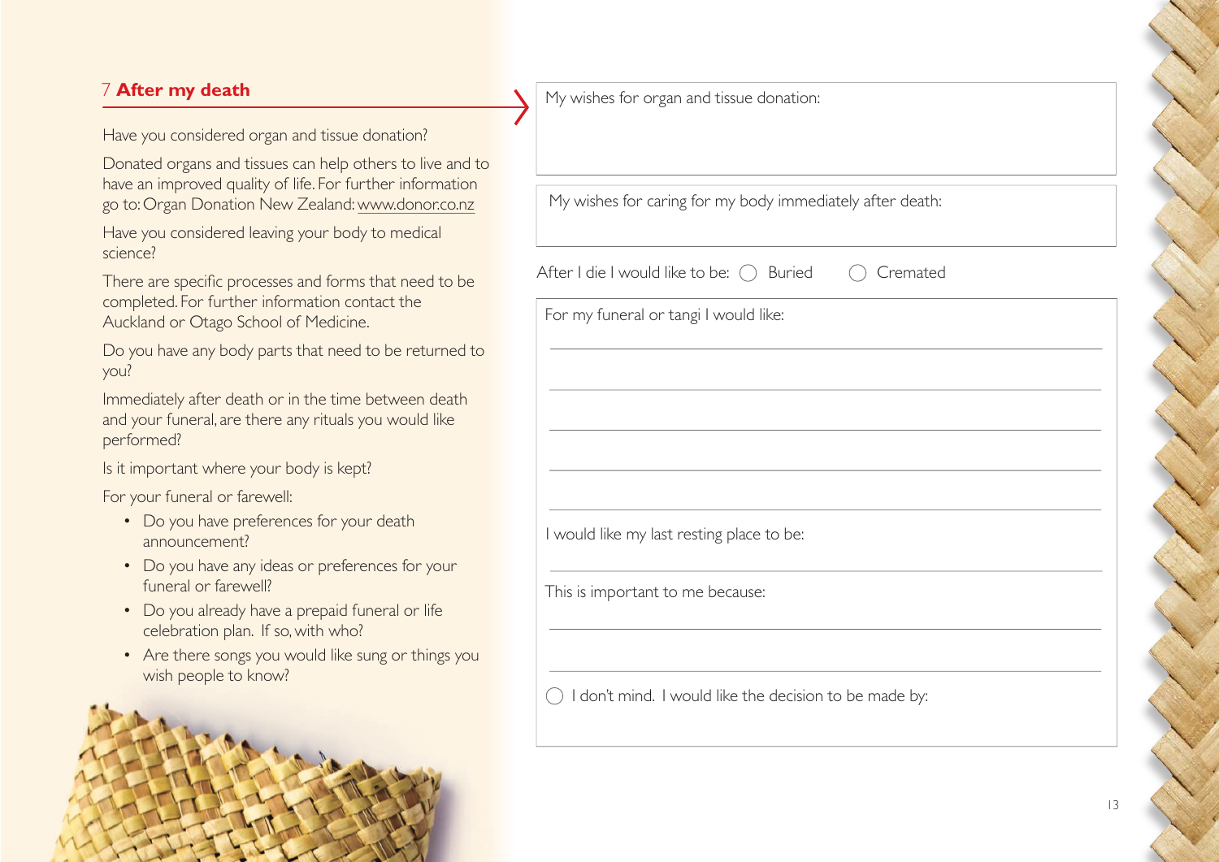## 7 After my death

Have you considered organ and tissue donation?

Donated organs and tissues can help others to live and to have an improved quality of life. For further information go to: Organ Donation New Zealand: www.donor.co.nz

Have you considered leaving your body to medical science?

There are specific processes and forms that need to be completed. For further information contact the Auckland or Otago School of Medicine.

Do you have any body parts that need to be returned to you?

Immediately after death or in the time between death and your funeral, are there any rituals you would like performed?

Is it important where your body is kept?

For your funeral or farewell:

- Do you have preferences for your death announcement?
- Do you have any ideas or preferences for your funeral or farewell?
- Do you already have a prepaid funeral or life celebration plan. If so, with who?
- Are there songs you would like sung or things you wish people to know?

My wishes for organ and tissue donation:

My wishes for caring for my body immediately after death:

After I die I would like to be: ◯ Buried ◯ Cremated

For my funeral or tangi I would like:

_______________________________________________

_______________________________________________

_______________________________________________

_______________________________________________

_______________________________________________

I would like my last resting place to be:

_______________________________________________

This is important to me because:

_______________________________________________

_______________________________________________

◯ I don't mind. I would like the decision to be made by: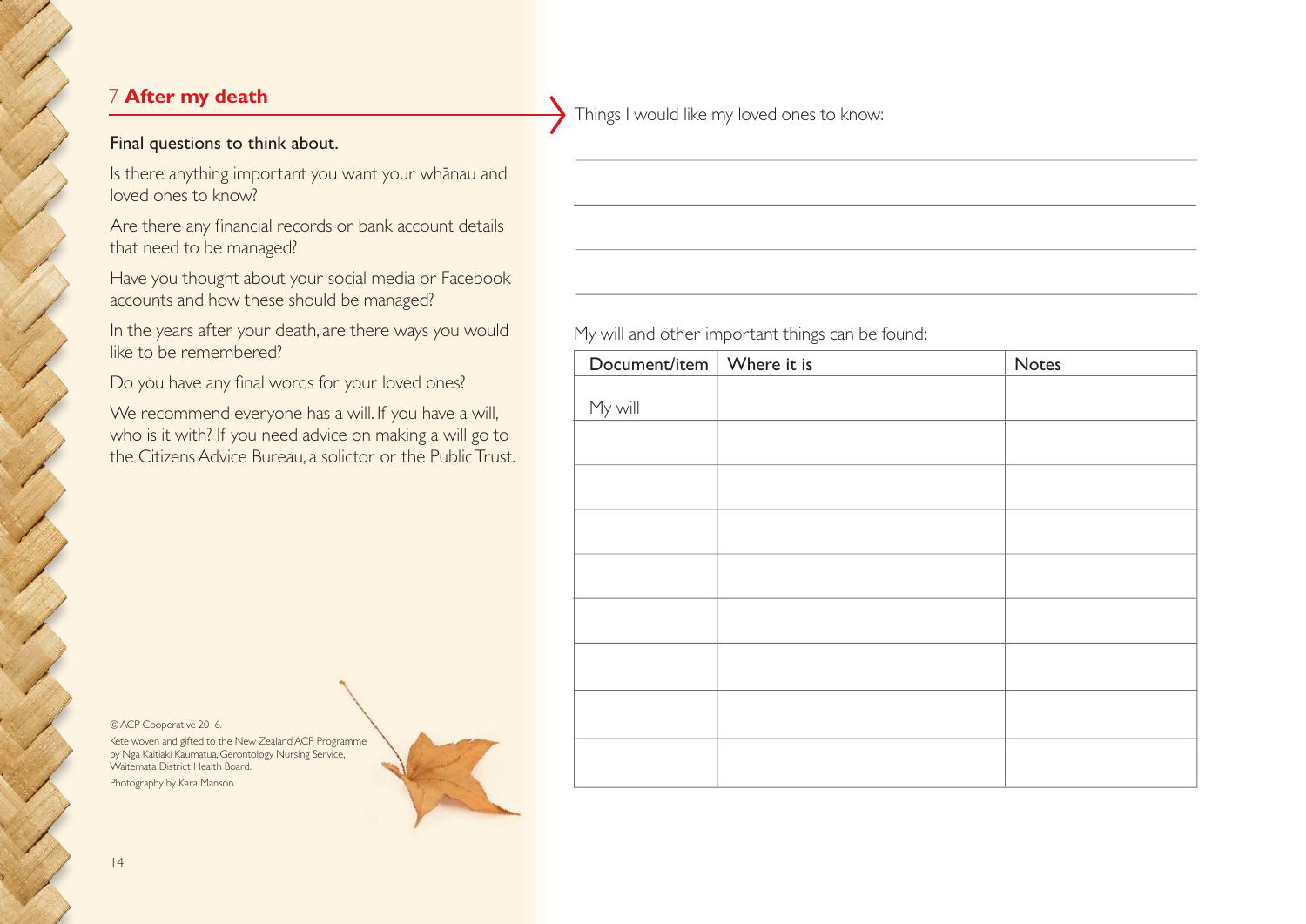## 7 **After my death**

**Final questions to think about.**

Is there anything important you want your whānau and loved ones to know?

Are there any financial records or bank account details that need to be managed?

Have you thought about your social media or Facebook accounts and how these should be managed?

In the years after your death, are there ways you would like to be remembered?

Do you have any final words for your loved ones?

We recommend everyone has a will. If you have a will, who is it with? If you need advice on making a will go to the Citizens Advice Bureau, a solictor or the Public Trust.

© ACP Cooperative 2016.

Kete woven and gifted to the New Zealand ACP Programme by Nga Kaitiaki Kaumatua, Gerontology Nursing Service, Waitemata District Health Board.

Photography by Kara Manson.

Things I would like my loved ones to know:

My will and other important things can be found:

| Document/item | Where it is | Notes |
|---|---|---|
| My will | | |
| | | |
| | | |
| | | |
| | | |
| | | |
| | | |
| | | |
| | | |